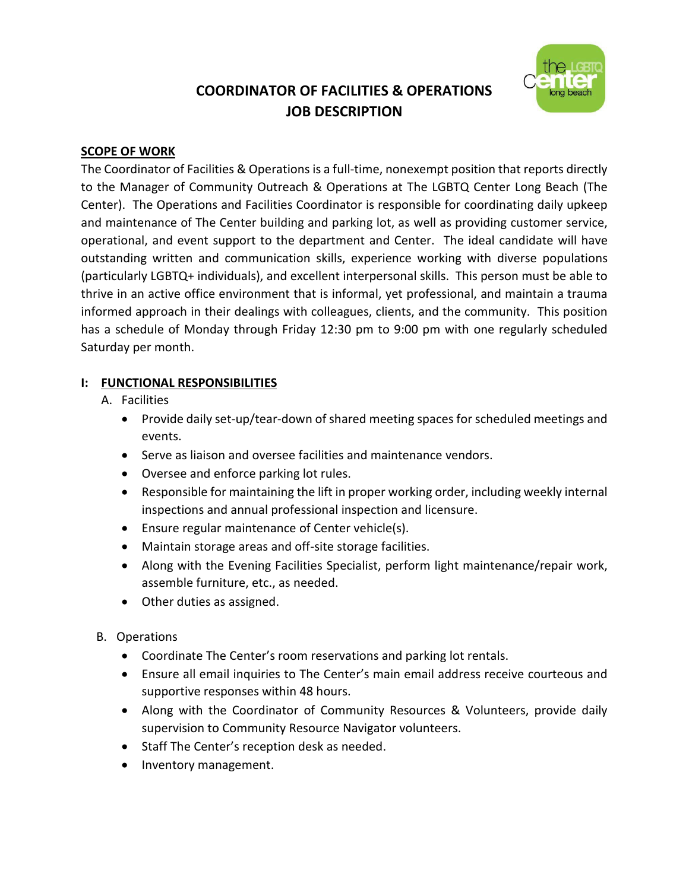# COORDINATOR OF FACILITIES & OPERATIONS JOB DESCRIPTION

## SCOPE OF WORK

The Coordinator of Facilities & Operations is a full-time, nonexempt position that reports directly to the Manager of Community Outreach & Operations at The LGBTQ Center Long Beach (The Center). The Operations and Facilities Coordinator is responsible for coordinating daily upkeep and maintenance of The Center building and parking lot, as well as providing customer service, operational, and event support to the department and Center. The ideal candidate will have outstanding written and communication skills, experience working with diverse populations (particularly LGBTQ+ individuals), and excellent interpersonal skills. This person must be able to thrive in an active office environment that is informal, yet professional, and maintain a trauma informed approach in their dealings with colleagues, clients, and the community. This position has a schedule of Monday through Friday 12:30 pm to 9:00 pm with one regularly scheduled Saturday per month.

## I: FUNCTIONAL RESPONSIBILITIES

A. Facilities

- Provide daily set-up/tear-down of shared meeting spaces for scheduled meetings and events.
- Serve as liaison and oversee facilities and maintenance vendors.
- Oversee and enforce parking lot rules.
- Responsible for maintaining the lift in proper working order, including weekly internal inspections and annual professional inspection and licensure.
- Ensure regular maintenance of Center vehicle(s).
- Maintain storage areas and off-site storage facilities.
- Along with the Evening Facilities Specialist, perform light maintenance/repair work, assemble furniture, etc., as needed.
- Other duties as assigned.

B. Operations

- Coordinate The Center's room reservations and parking lot rentals.
- Ensure all email inquiries to The Center's main email address receive courteous and supportive responses within 48 hours.
- Along with the Coordinator of Community Resources & Volunteers, provide daily supervision to Community Resource Navigator volunteers.
- Staff The Center's reception desk as needed.
- Inventory management.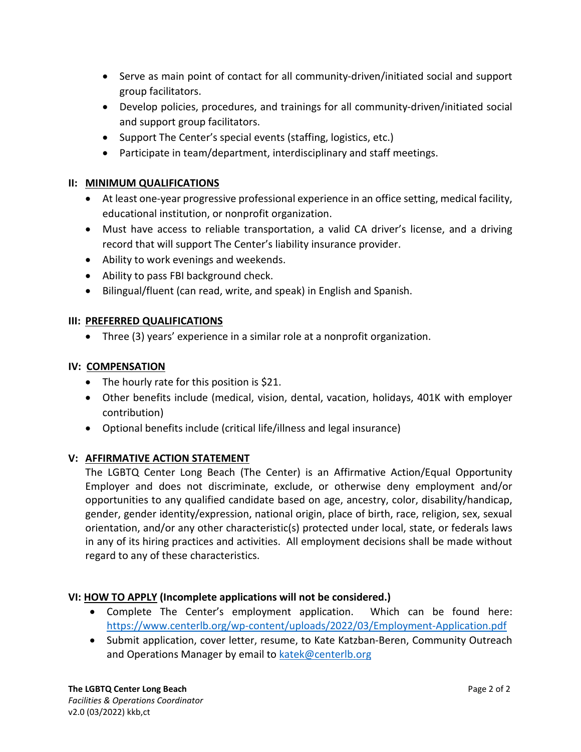- Serve as main point of contact for all community-driven/initiated social and support group facilitators.
- Develop policies, procedures, and trainings for all community-driven/initiated social and support group facilitators.
- Support The Center's special events (staffing, logistics, etc.)
- Participate in team/department, interdisciplinary and staff meetings.

## II: MINIMUM QUALIFICATIONS

- At least one-year progressive professional experience in an office setting, medical facility, educational institution, or nonprofit organization.
- Must have access to reliable transportation, a valid CA driver's license, and a driving record that will support The Center's liability insurance provider.
- Ability to work evenings and weekends.
- Ability to pass FBI background check.
- Bilingual/fluent (can read, write, and speak) in English and Spanish.

## III: PREFERRED QUALIFICATIONS

- Three (3) years' experience in a similar role at a nonprofit organization.

## IV: COMPENSATION

- The hourly rate for this position is $21.
- Other benefits include (medical, vision, dental, vacation, holidays, 401K with employer contribution)
- Optional benefits include (critical life/illness and legal insurance)

## V: AFFIRMATIVE ACTION STATEMENT

The LGBTQ Center Long Beach (The Center) is an Affirmative Action/Equal Opportunity Employer and does not discriminate, exclude, or otherwise deny employment and/or opportunities to any qualified candidate based on age, ancestry, color, disability/handicap, gender, gender identity/expression, national origin, place of birth, race, religion, sex, sexual orientation, and/or any other characteristic(s) protected under local, state, or federals laws in any of its hiring practices and activities. All employment decisions shall be made without regard to any of these characteristics.

## VI: HOW TO APPLY (Incomplete applications will not be considered.)

- Complete The Center's employment application. Which can be found here: https://www.centerlb.org/wp-content/uploads/2022/03/Employment-Application.pdf
- Submit application, cover letter, resume, to Kate Katzban-Beren, Community Outreach and Operations Manager by email to katek@centerlb.org

**The LGBTQ Center Long Beach**
*Facilities & Operations Coordinator*
v2.0 (03/2022) kkb,ct